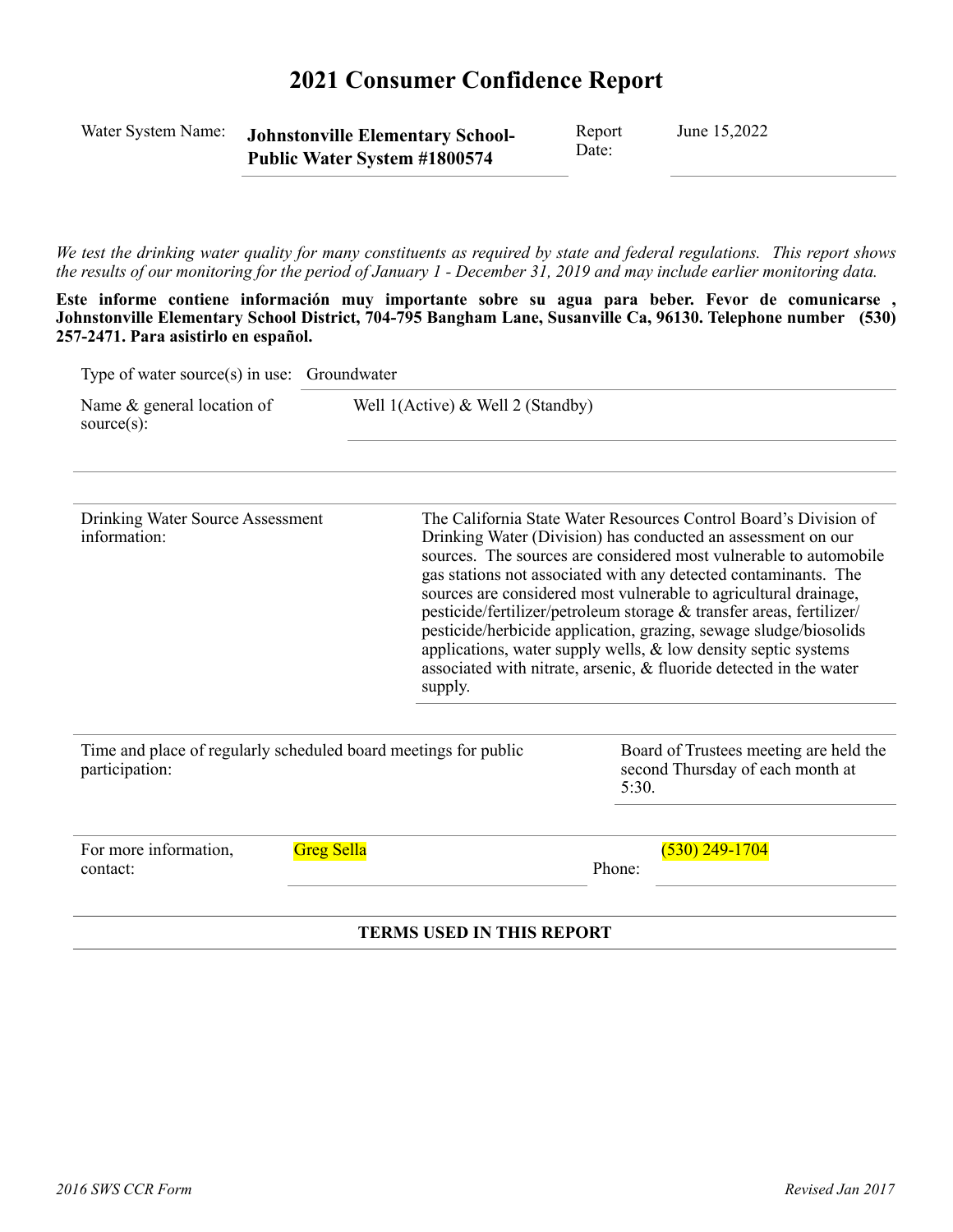# 2021 Consumer Confidence Report

| Water System Name: | **Johnstonville Elementary School-Public Water System #1800574** | Report Date: | June 15,2022 |
|---|---|---|---|

*We test the drinking water quality for many constituents as required by state and federal regulations. This report shows the results of our monitoring for the period of January 1 - December 31, 2019 and may include earlier monitoring data.*

**Este informe contiene información muy importante sobre su agua para beber. Fevor de comunicarse , Johnstonville Elementary School District, 704-795 Bangham Lane, Susanville Ca, 96130. Telephone number (530) 257-2471. Para asistirlo en español.**

Type of water source(s) in use: Groundwater

Name & general location of source(s): Well 1(Active) & Well 2 (Standby)

Drinking Water Source Assessment information: The California State Water Resources Control Board's Division of Drinking Water (Division) has conducted an assessment on our sources. The sources are considered most vulnerable to automobile gas stations not associated with any detected contaminants. The sources are considered most vulnerable to agricultural drainage, pesticide/fertilizer/petroleum storage & transfer areas, fertilizer/pesticide/herbicide application, grazing, sewage sludge/biosolids applications, water supply wells, & low density septic systems associated with nitrate, arsenic, & fluoride detected in the water supply.

Time and place of regularly scheduled board meetings for public participation: Board of Trustees meeting are held the second Thursday of each month at 5:30.

For more information, contact: Greg Sella Phone: (530) 249-1704

**TERMS USED IN THIS REPORT**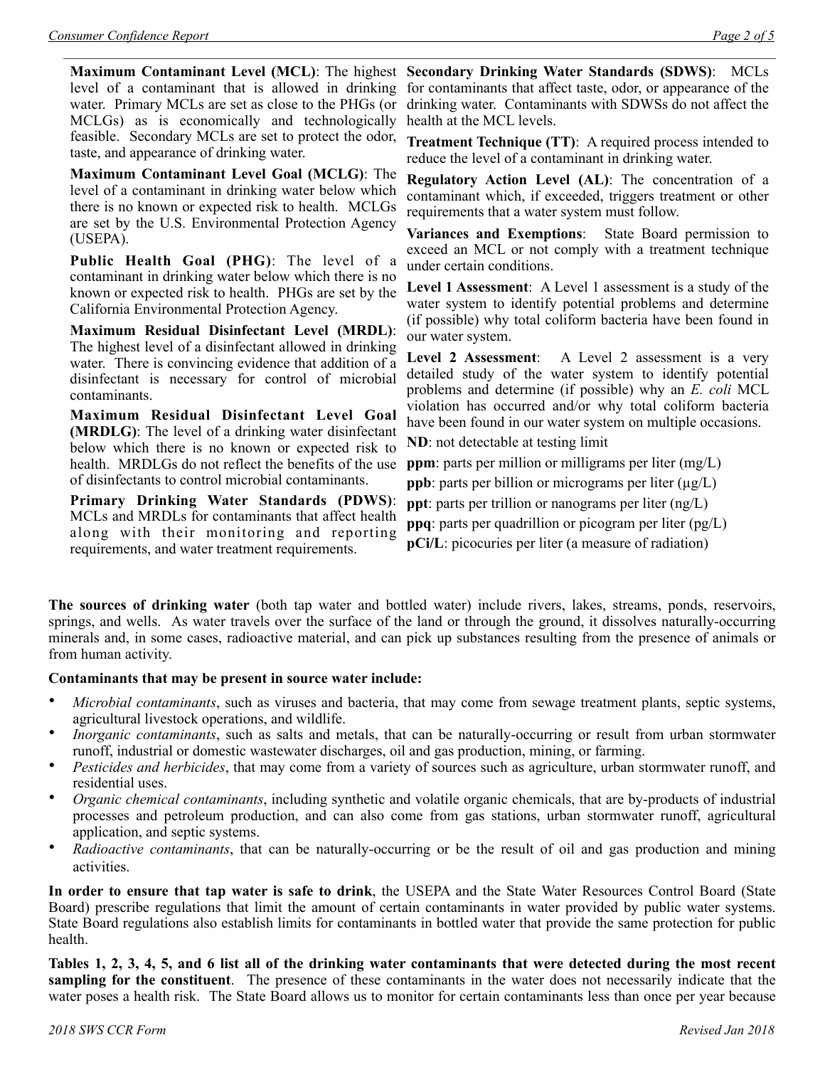**Maximum Contaminant Level (MCL)**: The highest level of a contaminant that is allowed in drinking water. Primary MCLs are set as close to the PHGs (or MCLGs) as is economically and technologically feasible. Secondary MCLs are set to protect the odor, taste, and appearance of drinking water.

**Maximum Contaminant Level Goal (MCLG)**: The level of a contaminant in drinking water below which there is no known or expected risk to health. MCLGs are set by the U.S. Environmental Protection Agency (USEPA).

**Public Health Goal (PHG)**: The level of a contaminant in drinking water below which there is no known or expected risk to health. PHGs are set by the California Environmental Protection Agency.

**Maximum Residual Disinfectant Level (MRDL)**: The highest level of a disinfectant allowed in drinking water. There is convincing evidence that addition of a disinfectant is necessary for control of microbial contaminants.

**Maximum Residual Disinfectant Level Goal (MRDLG)**: The level of a drinking water disinfectant below which there is no known or expected risk to health. MRDLGs do not reflect the benefits of the use of disinfectants to control microbial contaminants.

**Primary Drinking Water Standards (PDWS)**: MCLs and MRDLs for contaminants that affect health along with their monitoring and reporting requirements, and water treatment requirements.

**Secondary Drinking Water Standards (SDWS)**: MCLs for contaminants that affect taste, odor, or appearance of the drinking water. Contaminants with SDWSs do not affect the health at the MCL levels.

**Treatment Technique (TT)**: A required process intended to reduce the level of a contaminant in drinking water.

**Regulatory Action Level (AL)**: The concentration of a contaminant which, if exceeded, triggers treatment or other requirements that a water system must follow.

**Variances and Exemptions**: State Board permission to exceed an MCL or not comply with a treatment technique under certain conditions.

**Level 1 Assessment**: A Level 1 assessment is a study of the water system to identify potential problems and determine (if possible) why total coliform bacteria have been found in our water system.

**Level 2 Assessment**: A Level 2 assessment is a very detailed study of the water system to identify potential problems and determine (if possible) why an *E. coli* MCL violation has occurred and/or why total coliform bacteria have been found in our water system on multiple occasions.

**ND**: not detectable at testing limit

**ppm**: parts per million or milligrams per liter (mg/L)

**ppb**: parts per billion or micrograms per liter (μg/L)

**ppt**: parts per trillion or nanograms per liter (ng/L)

**ppq**: parts per quadrillion or picogram per liter (pg/L)

**pCi/L**: picocuries per liter (a measure of radiation)

**The sources of drinking water** (both tap water and bottled water) include rivers, lakes, streams, ponds, reservoirs, springs, and wells. As water travels over the surface of the land or through the ground, it dissolves naturally-occurring minerals and, in some cases, radioactive material, and can pick up substances resulting from the presence of animals or from human activity.

**Contaminants that may be present in source water include:**

- *Microbial contaminants*, such as viruses and bacteria, that may come from sewage treatment plants, septic systems, agricultural livestock operations, and wildlife.
- *Inorganic contaminants*, such as salts and metals, that can be naturally-occurring or result from urban stormwater runoff, industrial or domestic wastewater discharges, oil and gas production, mining, or farming.
- *Pesticides and herbicides*, that may come from a variety of sources such as agriculture, urban stormwater runoff, and residential uses.
- *Organic chemical contaminants*, including synthetic and volatile organic chemicals, that are by-products of industrial processes and petroleum production, and can also come from gas stations, urban stormwater runoff, agricultural application, and septic systems.
- *Radioactive contaminants*, that can be naturally-occurring or be the result of oil and gas production and mining activities.

**In order to ensure that tap water is safe to drink**, the USEPA and the State Water Resources Control Board (State Board) prescribe regulations that limit the amount of certain contaminants in water provided by public water systems. State Board regulations also establish limits for contaminants in bottled water that provide the same protection for public health.

**Tables 1, 2, 3, 4, 5, and 6 list all of the drinking water contaminants that were detected during the most recent sampling for the constituent**. The presence of these contaminants in the water does not necessarily indicate that the water poses a health risk. The State Board allows us to monitor for certain contaminants less than once per year because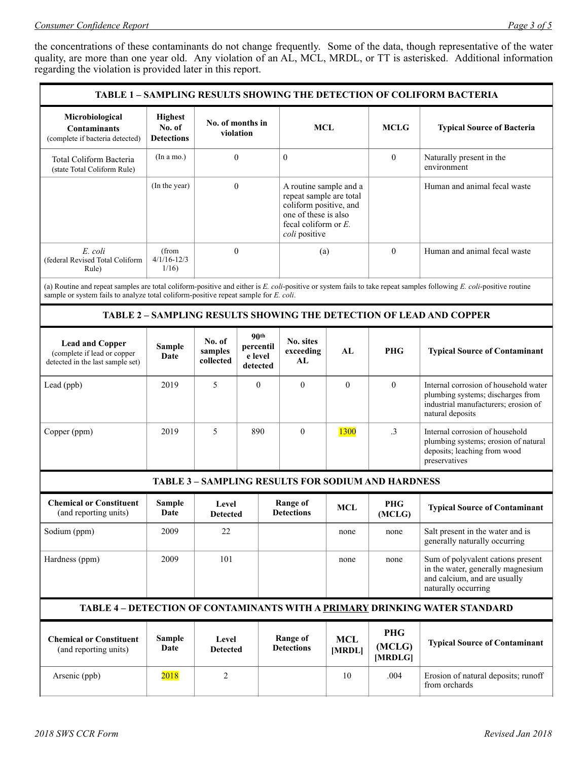the concentrations of these contaminants do not change frequently. Some of the data, though representative of the water quality, are more than one year old. Any violation of an AL, MCL, MRDL, or TT is asterisked. Additional information regarding the violation is provided later in this report.

| TABLE 1 – SAMPLING RESULTS SHOWING THE DETECTION OF COLIFORM BACTERIA | | | | | |
|---|---|---|---|---|---|
| **Microbiological Contaminants** (complete if bacteria detected) | **Highest No. of Detections** | **No. of months in violation** | **MCL** | **MCLG** | **Typical Source of Bacteria** |
| Total Coliform Bacteria (state Total Coliform Rule) | (In a mo.) | 0 | 0 | 0 | Naturally present in the environment |
| | (In the year) | 0 | A routine sample and a repeat sample are total coliform positive, and one of these is also fecal coliform or *E. coli* positive | | Human and animal fecal waste |
| *E. coli* (federal Revised Total Coliform Rule) | (from 4/1/16-12/31/16) | 0 | (a) | 0 | Human and animal fecal waste |

(a) Routine and repeat samples are total coliform-positive and either is *E. coli*-positive or system fails to take repeat samples following *E. coli*-positive routine sample or system fails to analyze total coliform-positive repeat sample for *E. coli*.

| TABLE 2 – SAMPLING RESULTS SHOWING THE DETECTION OF LEAD AND COPPER | | | | | | | |
|---|---|---|---|---|---|---|---|
| **Lead and Copper** (complete if lead or copper detected in the last sample set) | **Sample Date** | **No. of samples collected** | **90th percentile level detected** | **No. sites exceeding AL** | **AL** | **PHG** | **Typical Source of Contaminant** |
| Lead (ppb) | 2019 | 5 | 0 | 0 | 0 | 0 | Internal corrosion of household water plumbing systems; discharges from industrial manufacturers; erosion of natural deposits |
| Copper (ppm) | 2019 | 5 | 890 | 0 | 1300 | .3 | Internal corrosion of household plumbing systems; erosion of natural deposits; leaching from wood preservatives |

| TABLE 3 – SAMPLING RESULTS FOR SODIUM AND HARDNESS | | | | | | |
|---|---|---|---|---|---|---|
| **Chemical or Constituent** (and reporting units) | **Sample Date** | **Level Detected** | **Range of Detections** | **MCL** | **PHG (MCLG)** | **Typical Source of Contaminant** |
| Sodium (ppm) | 2009 | 22 | | none | none | Salt present in the water and is generally naturally occurring |
| Hardness (ppm) | 2009 | 101 | | none | none | Sum of polyvalent cations present in the water, generally magnesium and calcium, and are usually naturally occurring |

| TABLE 4 – DETECTION OF CONTAMINANTS WITH A PRIMARY DRINKING WATER STANDARD | | | | | | |
|---|---|---|---|---|---|---|
| **Chemical or Constituent** (and reporting units) | **Sample Date** | **Level Detected** | **Range of Detections** | **MCL [MRDL]** | **PHG (MCLG) [MRDLG]** | **Typical Source of Contaminant** |
| Arsenic (ppb) | 2018 | 2 | | 10 | .004 | Erosion of natural deposits; runoff from orchards |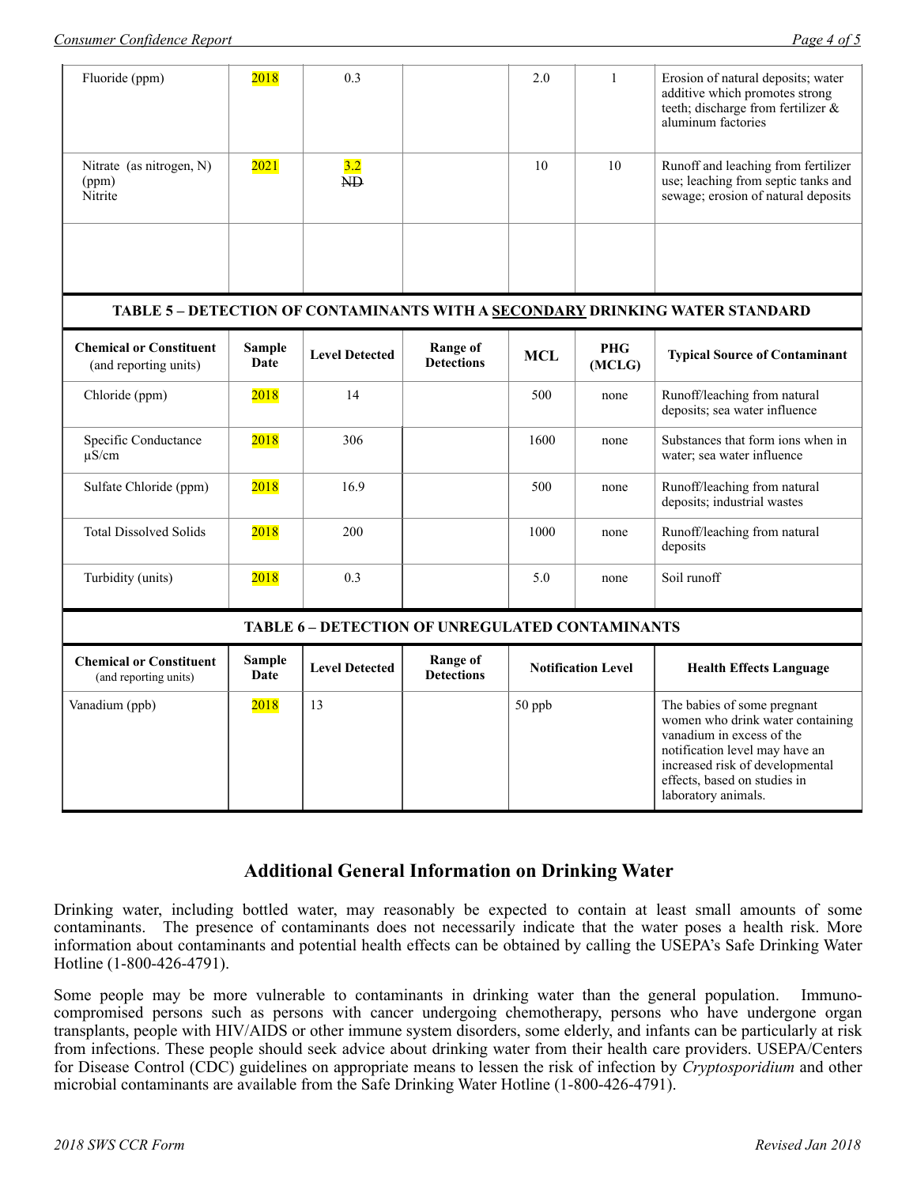| Fluoride (ppm) | 2018 | 0.3 | | 2.0 | 1 | Erosion of natural deposits; water additive which promotes strong teeth; discharge from fertilizer & aluminum factories |
|---|---|---|---|---|---|---|
| Nitrate (as nitrogen, N) (ppm) Nitrite | 2021 | 3.2 ~~ND~~ | | 10 | 10 | Runoff and leaching from fertilizer use; leaching from septic tanks and sewage; erosion of natural deposits |
| | | | | | | |

**TABLE 5 – DETECTION OF CONTAMINANTS WITH A SECONDARY DRINKING WATER STANDARD**

| Chemical or Constituent (and reporting units) | Sample Date | Level Detected | Range of Detections | MCL | PHG (MCLG) | Typical Source of Contaminant |
|---|---|---|---|---|---|---|
| Chloride (ppm) | 2018 | 14 | | 500 | none | Runoff/leaching from natural deposits; sea water influence |
| Specific Conductance µS/cm | 2018 | 306 | | 1600 | none | Substances that form ions when in water; sea water influence |
| Sulfate Chloride (ppm) | 2018 | 16.9 | | 500 | none | Runoff/leaching from natural deposits; industrial wastes |
| Total Dissolved Solids | 2018 | 200 | | 1000 | none | Runoff/leaching from natural deposits |
| Turbidity (units) | 2018 | 0.3 | | 5.0 | none | Soil runoff |

**TABLE 6 – DETECTION OF UNREGULATED CONTAMINANTS**

| Chemical or Constituent (and reporting units) | Sample Date | Level Detected | Range of Detections | Notification Level | Health Effects Language |
|---|---|---|---|---|---|
| Vanadium (ppb) | 2018 | 13 | | 50 ppb | The babies of some pregnant women who drink water containing vanadium in excess of the notification level may have an increased risk of developmental effects, based on studies in laboratory animals. |

## Additional General Information on Drinking Water

Drinking water, including bottled water, may reasonably be expected to contain at least small amounts of some contaminants. The presence of contaminants does not necessarily indicate that the water poses a health risk. More information about contaminants and potential health effects can be obtained by calling the USEPA's Safe Drinking Water Hotline (1-800-426-4791).

Some people may be more vulnerable to contaminants in drinking water than the general population. Immuno-compromised persons such as persons with cancer undergoing chemotherapy, persons who have undergone organ transplants, people with HIV/AIDS or other immune system disorders, some elderly, and infants can be particularly at risk from infections. These people should seek advice about drinking water from their health care providers. USEPA/Centers for Disease Control (CDC) guidelines on appropriate means to lessen the risk of infection by *Cryptosporidium* and other microbial contaminants are available from the Safe Drinking Water Hotline (1-800-426-4791).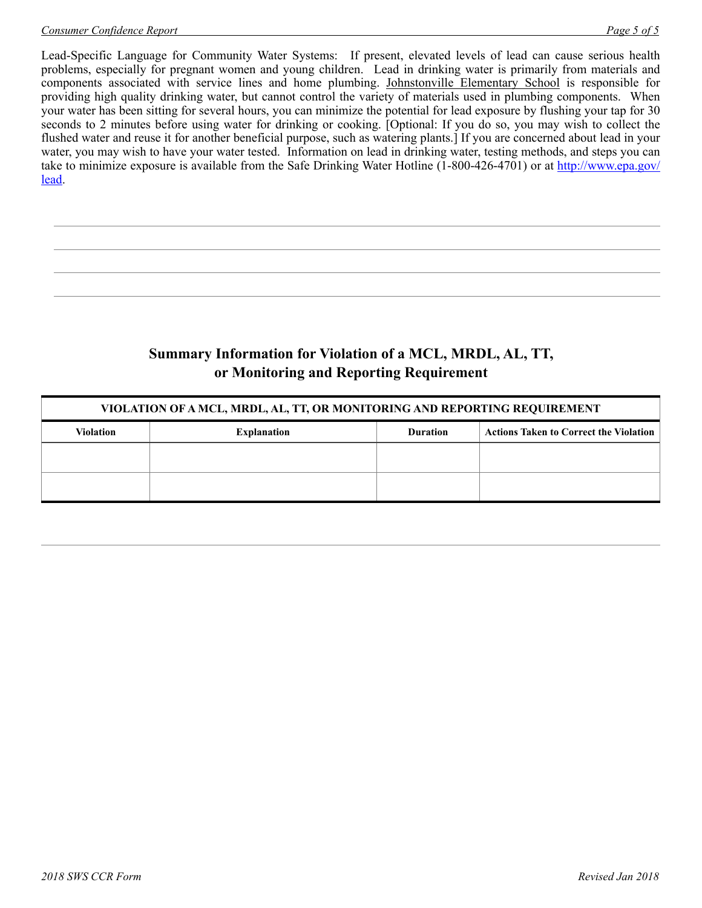Lead-Specific Language for Community Water Systems: If present, elevated levels of lead can cause serious health problems, especially for pregnant women and young children. Lead in drinking water is primarily from materials and components associated with service lines and home plumbing. Johnstonville Elementary School is responsible for providing high quality drinking water, but cannot control the variety of materials used in plumbing components. When your water has been sitting for several hours, you can minimize the potential for lead exposure by flushing your tap for 30 seconds to 2 minutes before using water for drinking or cooking. [Optional: If you do so, you may wish to collect the flushed water and reuse it for another beneficial purpose, such as watering plants.] If you are concerned about lead in your water, you may wish to have your water tested. Information on lead in drinking water, testing methods, and steps you can take to minimize exposure is available from the Safe Drinking Water Hotline (1-800-426-4701) or at [http://www.epa.gov/lead](http://www.epa.gov/lead).

## Summary Information for Violation of a MCL, MRDL, AL, TT, or Monitoring and Reporting Requirement

| VIOLATION OF A MCL, MRDL, AL, TT, OR MONITORING AND REPORTING REQUIREMENT | | | |
|---|---|---|---|
| **Violation** | **Explanation** | **Duration** | **Actions Taken to Correct the Violation** |
| | | | |
| | | | |